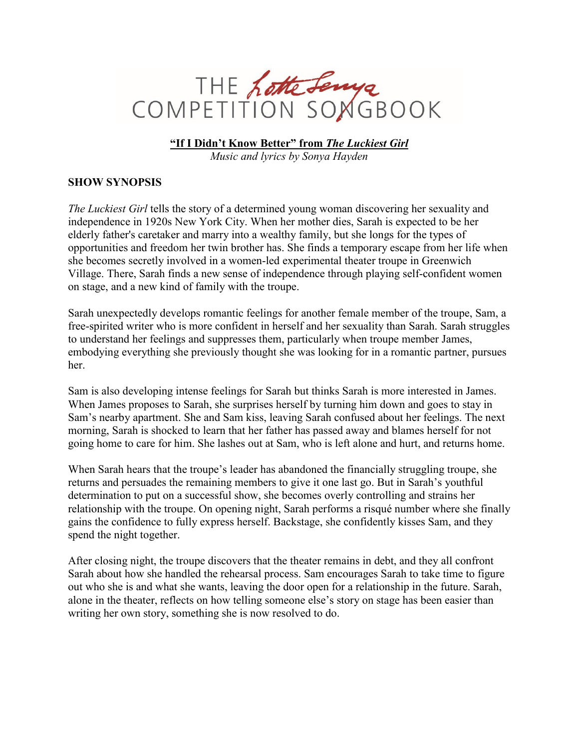# THE *Lotte Lenya* COMPETITION SONGBOOK

**"If I Didn't Know Better" from *The Luckiest Girl***

*Music and lyrics by Sonya Hayden*

## SHOW SYNOPSIS

*The Luckiest Girl* tells the story of a determined young woman discovering her sexuality and independence in 1920s New York City. When her mother dies, Sarah is expected to be her elderly father's caretaker and marry into a wealthy family, but she longs for the types of opportunities and freedom her twin brother has. She finds a temporary escape from her life when she becomes secretly involved in a women-led experimental theater troupe in Greenwich Village. There, Sarah finds a new sense of independence through playing self-confident women on stage, and a new kind of family with the troupe.

Sarah unexpectedly develops romantic feelings for another female member of the troupe, Sam, a free-spirited writer who is more confident in herself and her sexuality than Sarah. Sarah struggles to understand her feelings and suppresses them, particularly when troupe member James, embodying everything she previously thought she was looking for in a romantic partner, pursues her.

Sam is also developing intense feelings for Sarah but thinks Sarah is more interested in James. When James proposes to Sarah, she surprises herself by turning him down and goes to stay in Sam's nearby apartment. She and Sam kiss, leaving Sarah confused about her feelings. The next morning, Sarah is shocked to learn that her father has passed away and blames herself for not going home to care for him. She lashes out at Sam, who is left alone and hurt, and returns home.

When Sarah hears that the troupe's leader has abandoned the financially struggling troupe, she returns and persuades the remaining members to give it one last go. But in Sarah's youthful determination to put on a successful show, she becomes overly controlling and strains her relationship with the troupe. On opening night, Sarah performs a risqué number where she finally gains the confidence to fully express herself. Backstage, she confidently kisses Sam, and they spend the night together.

After closing night, the troupe discovers that the theater remains in debt, and they all confront Sarah about how she handled the rehearsal process. Sam encourages Sarah to take time to figure out who she is and what she wants, leaving the door open for a relationship in the future. Sarah, alone in the theater, reflects on how telling someone else's story on stage has been easier than writing her own story, something she is now resolved to do.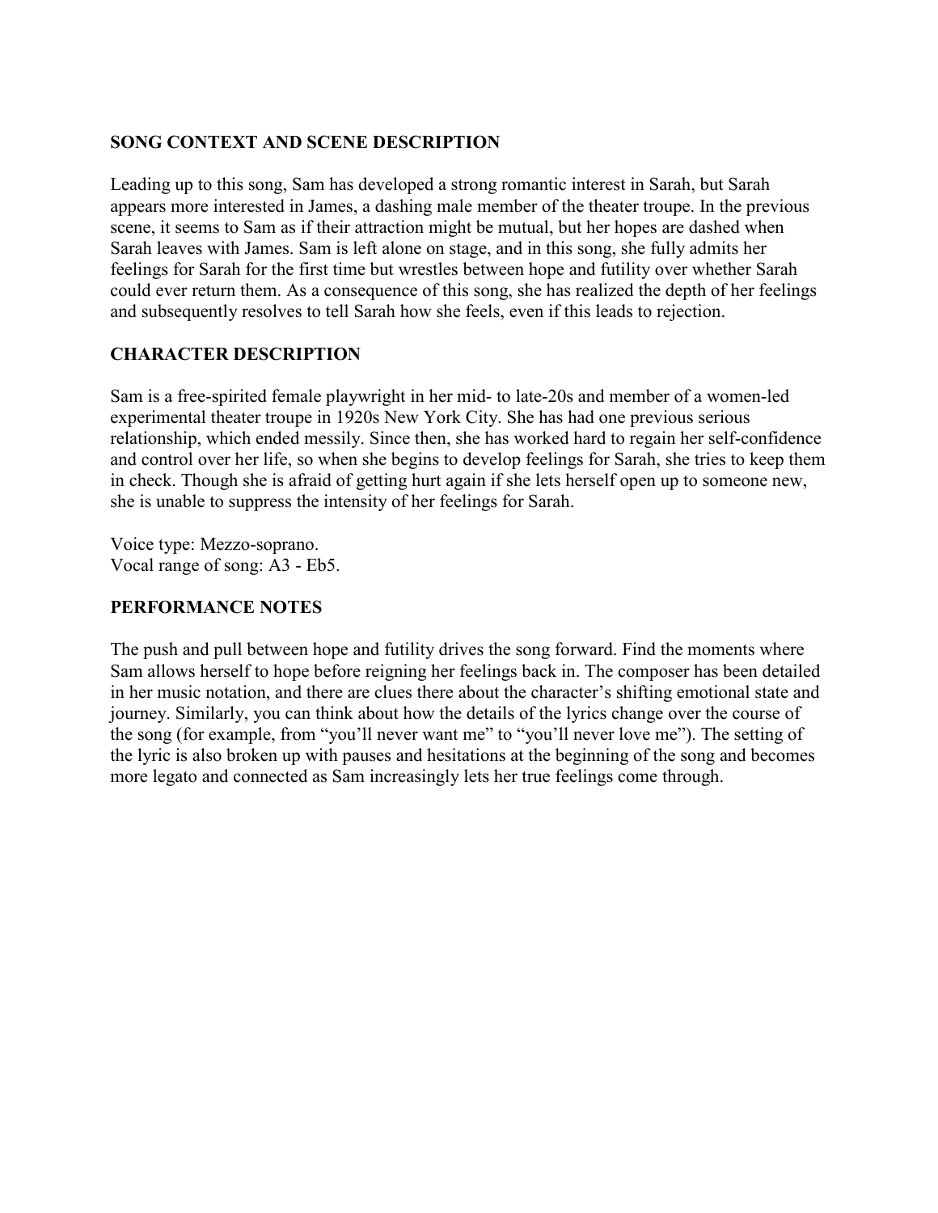## SONG CONTEXT AND SCENE DESCRIPTION

Leading up to this song, Sam has developed a strong romantic interest in Sarah, but Sarah appears more interested in James, a dashing male member of the theater troupe. In the previous scene, it seems to Sam as if their attraction might be mutual, but her hopes are dashed when Sarah leaves with James. Sam is left alone on stage, and in this song, she fully admits her feelings for Sarah for the first time but wrestles between hope and futility over whether Sarah could ever return them. As a consequence of this song, she has realized the depth of her feelings and subsequently resolves to tell Sarah how she feels, even if this leads to rejection.

## CHARACTER DESCRIPTION

Sam is a free-spirited female playwright in her mid- to late-20s and member of a women-led experimental theater troupe in 1920s New York City. She has had one previous serious relationship, which ended messily. Since then, she has worked hard to regain her self-confidence and control over her life, so when she begins to develop feelings for Sarah, she tries to keep them in check. Though she is afraid of getting hurt again if she lets herself open up to someone new, she is unable to suppress the intensity of her feelings for Sarah.

Voice type: Mezzo-soprano.
Vocal range of song: A3 - Eb5.

## PERFORMANCE NOTES

The push and pull between hope and futility drives the song forward. Find the moments where Sam allows herself to hope before reigning her feelings back in. The composer has been detailed in her music notation, and there are clues there about the character's shifting emotional state and journey. Similarly, you can think about how the details of the lyrics change over the course of the song (for example, from "you'll never want me" to "you'll never love me"). The setting of the lyric is also broken up with pauses and hesitations at the beginning of the song and becomes more legato and connected as Sam increasingly lets her true feelings come through.